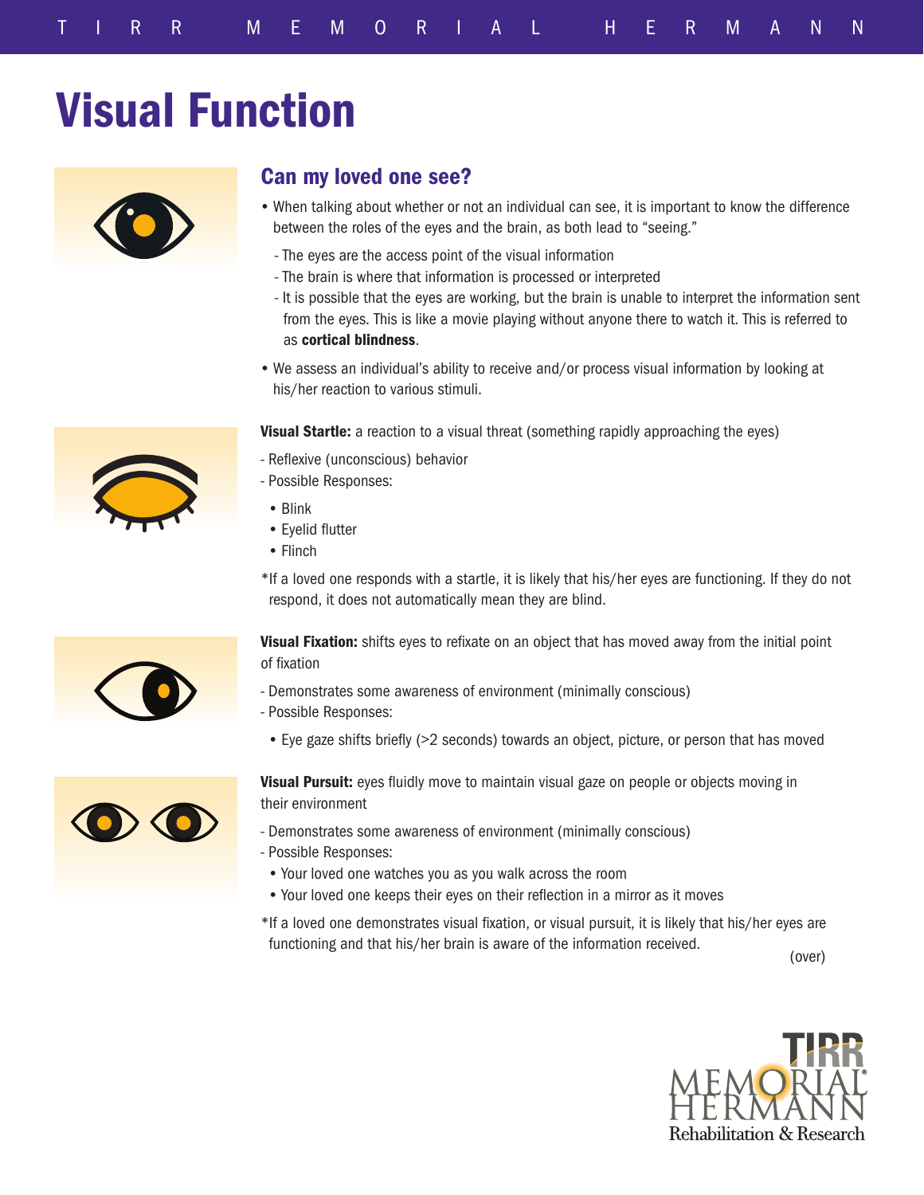# Visual Function

## Can my loved one see?

- When talking about whether or not an individual can see, it is important to know the difference between the roles of the eyes and the brain, as both lead to "seeing."
  - The eyes are the access point of the visual information
  - The brain is where that information is processed or interpreted
  - It is possible that the eyes are working, but the brain is unable to interpret the information sent from the eyes. This is like a movie playing without anyone there to watch it. This is referred to as **cortical blindness**.
- We assess an individual's ability to receive and/or process visual information by looking at his/her reaction to various stimuli.

**Visual Startle:** a reaction to a visual threat (something rapidly approaching the eyes)

- Reflexive (unconscious) behavior
- Possible Responses:
  - Blink
  - Eyelid flutter
  - Flinch

*If a loved one responds with a startle, it is likely that his/her eyes are functioning. If they do not respond, it does not automatically mean they are blind.

**Visual Fixation:** shifts eyes to refixate on an object that has moved away from the initial point of fixation

- Demonstrates some awareness of environment (minimally conscious)
- Possible Responses:
  - Eye gaze shifts briefly (>2 seconds) towards an object, picture, or person that has moved

**Visual Pursuit:** eyes fluidly move to maintain visual gaze on people or objects moving in their environment

- Demonstrates some awareness of environment (minimally conscious)
- Possible Responses:
  - Your loved one watches you as you walk across the room
  - Your loved one keeps their eyes on their reflection in a mirror as it moves

*If a loved one demonstrates visual fixation, or visual pursuit, it is likely that his/her eyes are functioning and that his/her brain is aware of the information received.

(over)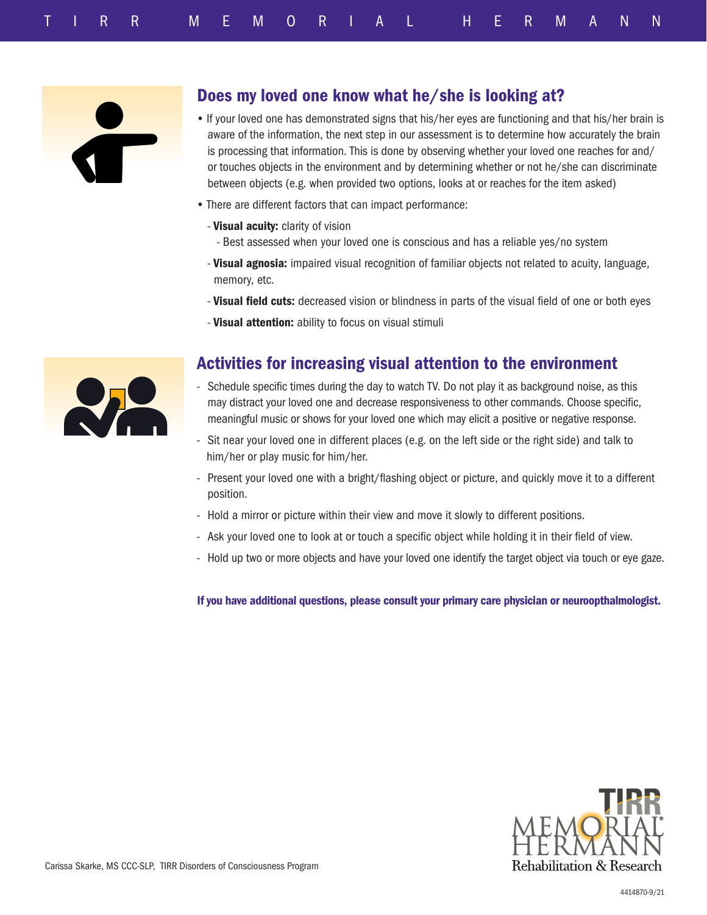## Does my loved one know what he/she is looking at?

- If your loved one has demonstrated signs that his/her eyes are functioning and that his/her brain is aware of the information, the next step in our assessment is to determine how accurately the brain is processing that information. This is done by observing whether your loved one reaches for and/or touches objects in the environment and by determining whether or not he/she can discriminate between objects (e.g. when provided two options, looks at or reaches for the item asked)
- There are different factors that can impact performance:
  - **Visual acuity:** clarity of vision
    - Best assessed when your loved one is conscious and has a reliable yes/no system
  - **Visual agnosia:** impaired visual recognition of familiar objects not related to acuity, language, memory, etc.
  - **Visual field cuts:** decreased vision or blindness in parts of the visual field of one or both eyes
  - **Visual attention:** ability to focus on visual stimuli

## Activities for increasing visual attention to the environment

- Schedule specific times during the day to watch TV. Do not play it as background noise, as this may distract your loved one and decrease responsiveness to other commands. Choose specific, meaningful music or shows for your loved one which may elicit a positive or negative response.
- Sit near your loved one in different places (e.g. on the left side or the right side) and talk to him/her or play music for him/her.
- Present your loved one with a bright/flashing object or picture, and quickly move it to a different position.
- Hold a mirror or picture within their view and move it slowly to different positions.
- Ask your loved one to look at or touch a specific object while holding it in their field of view.
- Hold up two or more objects and have your loved one identify the target object via touch or eye gaze.

**If you have additional questions, please consult your primary care physician or neuroopthalmologist.**

Carissa Skarke, MS CCC-SLP, TIRR Disorders of Consciousness Program

TIRR Memorial Hermann Rehabilitation & Research

4414870-9/21